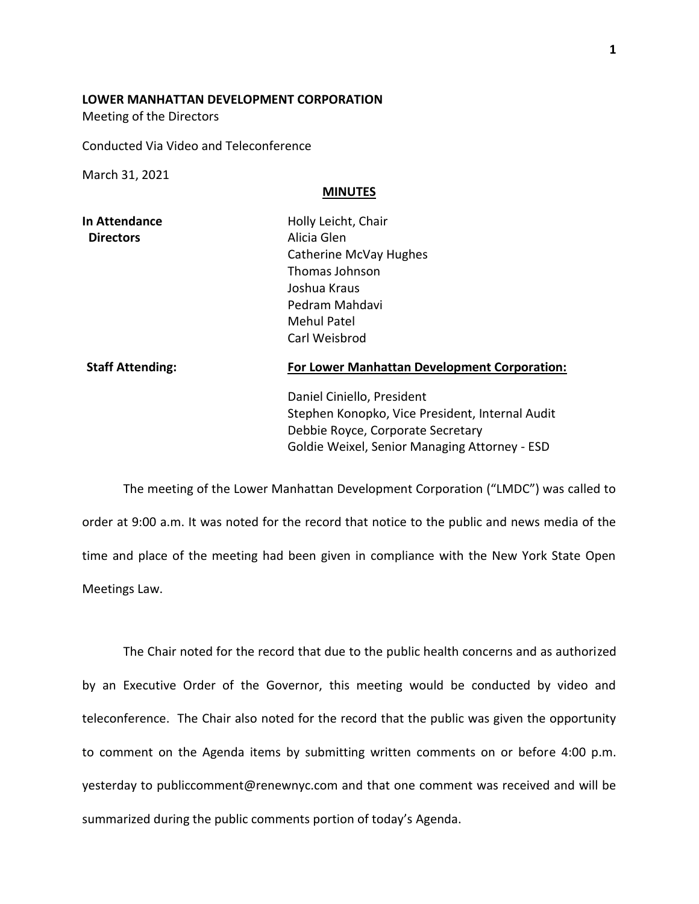**LOWER MANHATTAN DEVELOPMENT CORPORATION**

Meeting of the Directors

Conducted Via Video and Teleconference

March 31, 2021

**MINUTES**

| | |
|---|---|
| **In Attendance Directors** | Holly Leicht, Chair<br>Alicia Glen<br>Catherine McVay Hughes<br>Thomas Johnson<br>Joshua Kraus<br>Pedram Mahdavi<br>Mehul Patel<br>Carl Weisbrod |
| **Staff Attending:** | **For Lower Manhattan Development Corporation:**<br><br>Daniel Ciniello, President<br>Stephen Konopko, Vice President, Internal Audit<br>Debbie Royce, Corporate Secretary<br>Goldie Weixel, Senior Managing Attorney - ESD |

The meeting of the Lower Manhattan Development Corporation ("LMDC") was called to order at 9:00 a.m. It was noted for the record that notice to the public and news media of the time and place of the meeting had been given in compliance with the New York State Open Meetings Law.

The Chair noted for the record that due to the public health concerns and as authorized by an Executive Order of the Governor, this meeting would be conducted by video and teleconference. The Chair also noted for the record that the public was given the opportunity to comment on the Agenda items by submitting written comments on or before 4:00 p.m. yesterday to publiccomment@renewnyc.com and that one comment was received and will be summarized during the public comments portion of today's Agenda.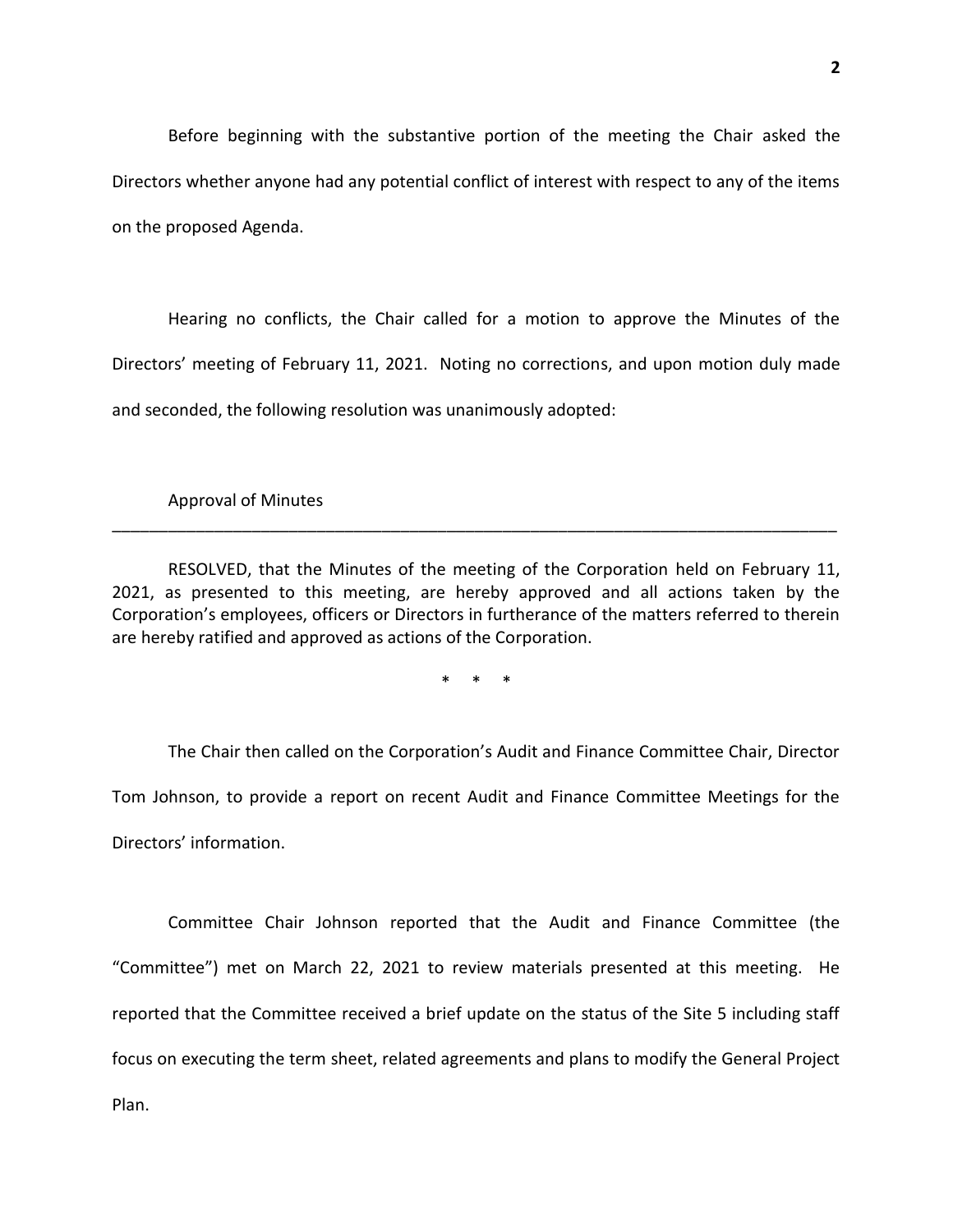Before beginning with the substantive portion of the meeting the Chair asked the Directors whether anyone had any potential conflict of interest with respect to any of the items on the proposed Agenda.

Hearing no conflicts, the Chair called for a motion to approve the Minutes of the Directors' meeting of February 11, 2021. Noting no corrections, and upon motion duly made and seconded, the following resolution was unanimously adopted:

Approval of Minutes

---

RESOLVED, that the Minutes of the meeting of the Corporation held on February 11, 2021, as presented to this meeting, are hereby approved and all actions taken by the Corporation's employees, officers or Directors in furtherance of the matters referred to therein are hereby ratified and approved as actions of the Corporation.

\* \* \*

The Chair then called on the Corporation's Audit and Finance Committee Chair, Director Tom Johnson, to provide a report on recent Audit and Finance Committee Meetings for the Directors' information.

Committee Chair Johnson reported that the Audit and Finance Committee (the "Committee") met on March 22, 2021 to review materials presented at this meeting. He reported that the Committee received a brief update on the status of the Site 5 including staff focus on executing the term sheet, related agreements and plans to modify the General Project Plan.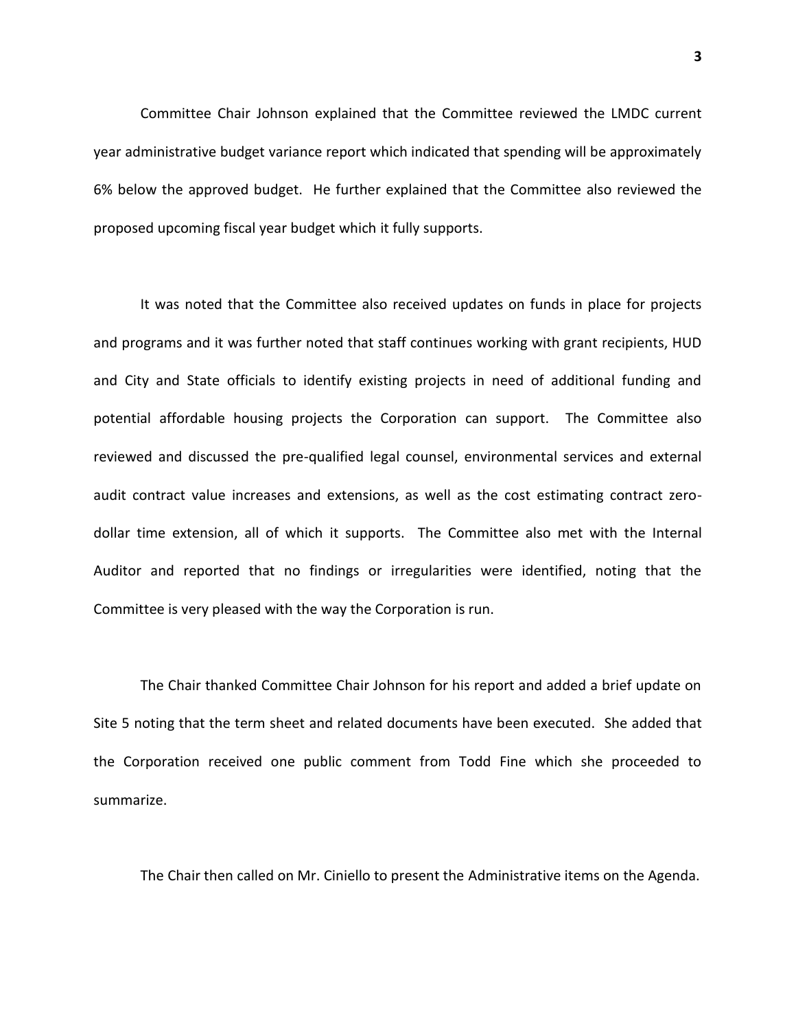Committee Chair Johnson explained that the Committee reviewed the LMDC current year administrative budget variance report which indicated that spending will be approximately 6% below the approved budget. He further explained that the Committee also reviewed the proposed upcoming fiscal year budget which it fully supports.

It was noted that the Committee also received updates on funds in place for projects and programs and it was further noted that staff continues working with grant recipients, HUD and City and State officials to identify existing projects in need of additional funding and potential affordable housing projects the Corporation can support. The Committee also reviewed and discussed the pre-qualified legal counsel, environmental services and external audit contract value increases and extensions, as well as the cost estimating contract zero-dollar time extension, all of which it supports. The Committee also met with the Internal Auditor and reported that no findings or irregularities were identified, noting that the Committee is very pleased with the way the Corporation is run.

The Chair thanked Committee Chair Johnson for his report and added a brief update on Site 5 noting that the term sheet and related documents have been executed. She added that the Corporation received one public comment from Todd Fine which she proceeded to summarize.

The Chair then called on Mr. Ciniello to present the Administrative items on the Agenda.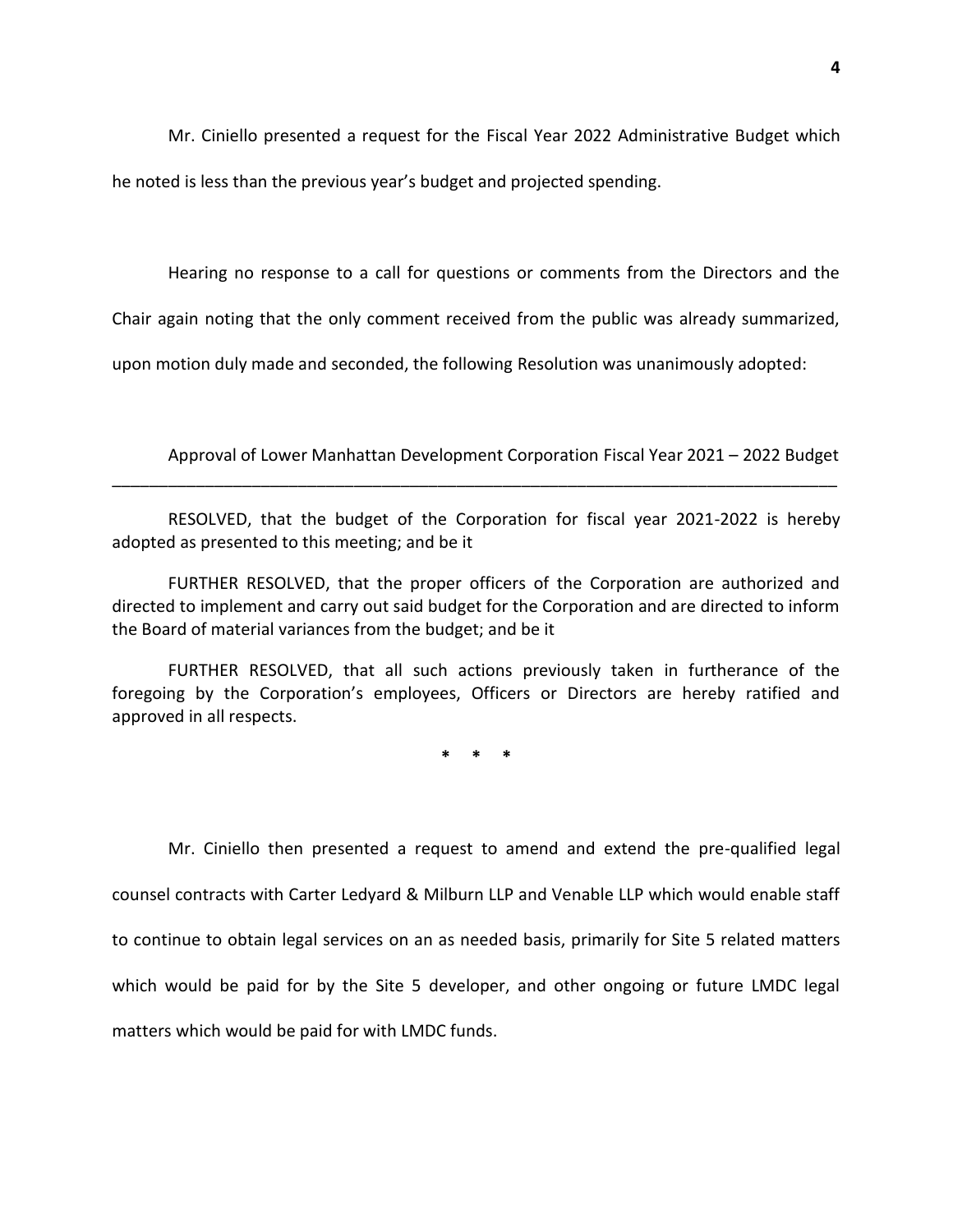Mr. Ciniello presented a request for the Fiscal Year 2022 Administrative Budget which he noted is less than the previous year's budget and projected spending.

Hearing no response to a call for questions or comments from the Directors and the Chair again noting that the only comment received from the public was already summarized, upon motion duly made and seconded, the following Resolution was unanimously adopted:

Approval of Lower Manhattan Development Corporation Fiscal Year 2021 – 2022 Budget

---

RESOLVED, that the budget of the Corporation for fiscal year 2021-2022 is hereby adopted as presented to this meeting; and be it

FURTHER RESOLVED, that the proper officers of the Corporation are authorized and directed to implement and carry out said budget for the Corporation and are directed to inform the Board of material variances from the budget; and be it

FURTHER RESOLVED, that all such actions previously taken in furtherance of the foregoing by the Corporation's employees, Officers or Directors are hereby ratified and approved in all respects.

\*  \*  \*

Mr. Ciniello then presented a request to amend and extend the pre-qualified legal counsel contracts with Carter Ledyard & Milburn LLP and Venable LLP which would enable staff to continue to obtain legal services on an as needed basis, primarily for Site 5 related matters which would be paid for by the Site 5 developer, and other ongoing or future LMDC legal matters which would be paid for with LMDC funds.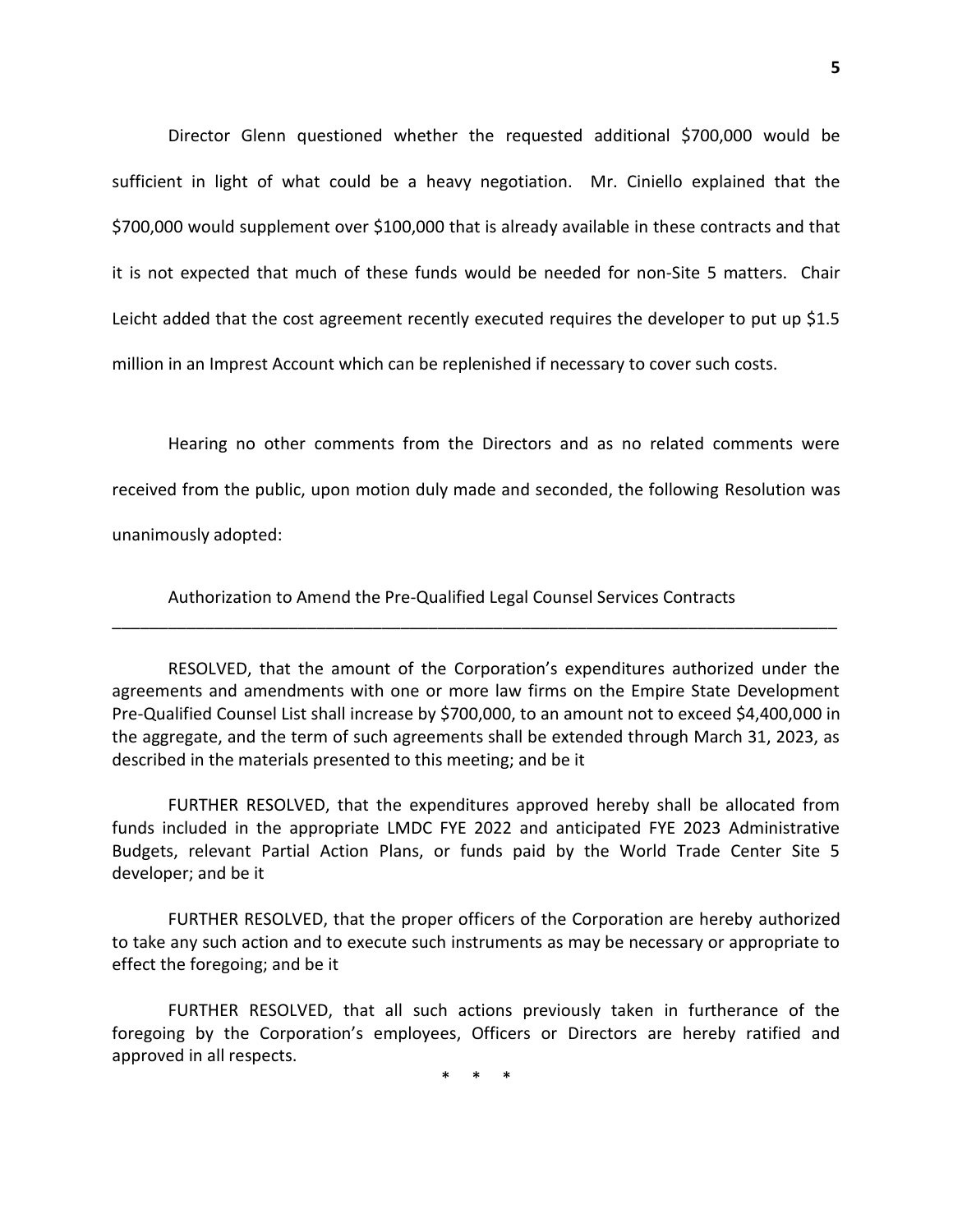Director Glenn questioned whether the requested additional $700,000 would be sufficient in light of what could be a heavy negotiation. Mr. Ciniello explained that the $700,000 would supplement over $100,000 that is already available in these contracts and that it is not expected that much of these funds would be needed for non-Site 5 matters. Chair Leicht added that the cost agreement recently executed requires the developer to put up $1.5 million in an Imprest Account which can be replenished if necessary to cover such costs.

Hearing no other comments from the Directors and as no related comments were received from the public, upon motion duly made and seconded, the following Resolution was unanimously adopted:

Authorization to Amend the Pre-Qualified Legal Counsel Services Contracts

---

RESOLVED, that the amount of the Corporation's expenditures authorized under the agreements and amendments with one or more law firms on the Empire State Development Pre-Qualified Counsel List shall increase by $700,000, to an amount not to exceed $4,400,000 in the aggregate, and the term of such agreements shall be extended through March 31, 2023, as described in the materials presented to this meeting; and be it

FURTHER RESOLVED, that the expenditures approved hereby shall be allocated from funds included in the appropriate LMDC FYE 2022 and anticipated FYE 2023 Administrative Budgets, relevant Partial Action Plans, or funds paid by the World Trade Center Site 5 developer; and be it

FURTHER RESOLVED, that the proper officers of the Corporation are hereby authorized to take any such action and to execute such instruments as may be necessary or appropriate to effect the foregoing; and be it

FURTHER RESOLVED, that all such actions previously taken in furtherance of the foregoing by the Corporation's employees, Officers or Directors are hereby ratified and approved in all respects.

\* \* \*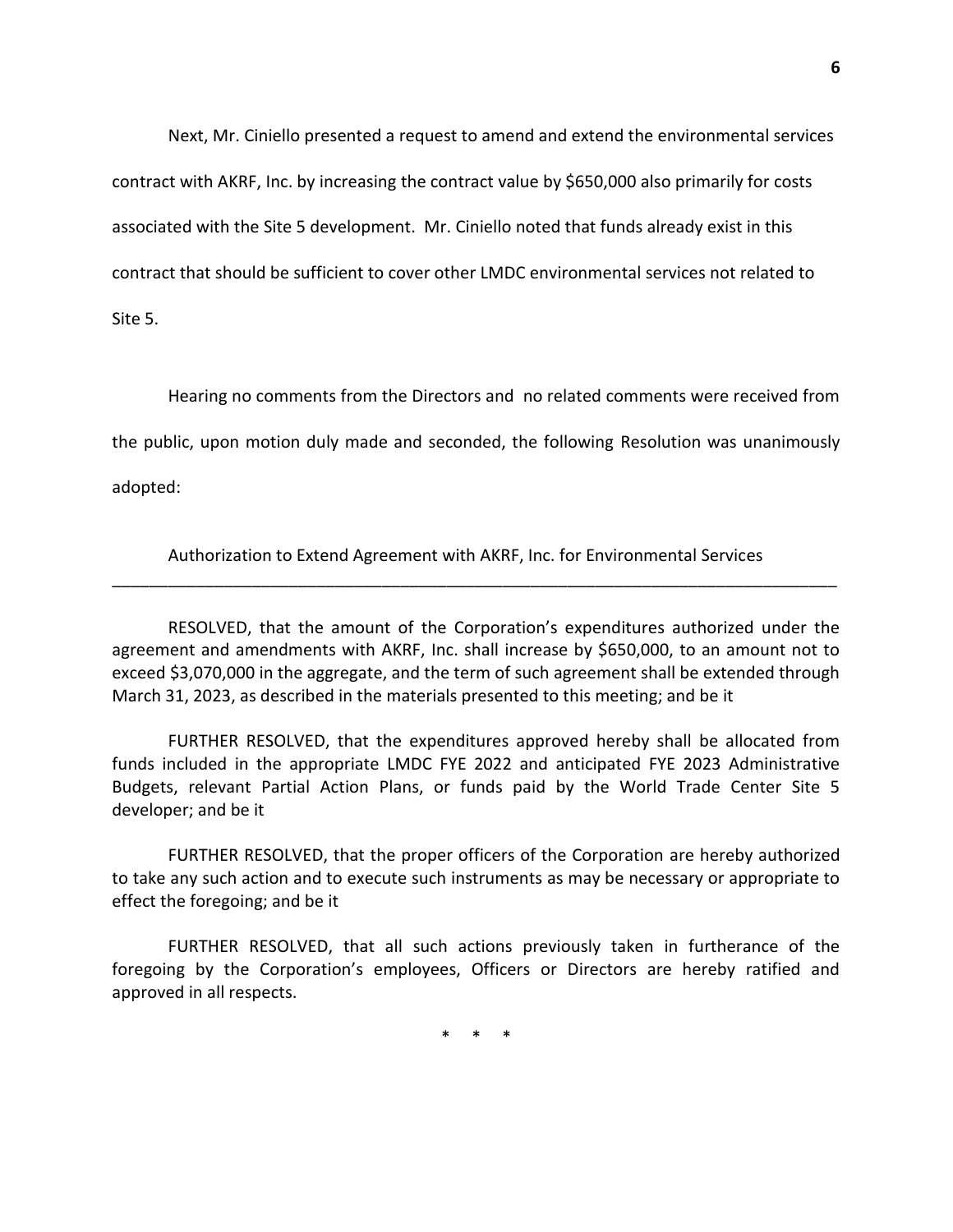Next, Mr. Ciniello presented a request to amend and extend the environmental services contract with AKRF, Inc. by increasing the contract value by $650,000 also primarily for costs associated with the Site 5 development. Mr. Ciniello noted that funds already exist in this contract that should be sufficient to cover other LMDC environmental services not related to Site 5.

Hearing no comments from the Directors and no related comments were received from the public, upon motion duly made and seconded, the following Resolution was unanimously adopted:

Authorization to Extend Agreement with AKRF, Inc. for Environmental Services

---

RESOLVED, that the amount of the Corporation's expenditures authorized under the agreement and amendments with AKRF, Inc. shall increase by $650,000, to an amount not to exceed $3,070,000 in the aggregate, and the term of such agreement shall be extended through March 31, 2023, as described in the materials presented to this meeting; and be it

FURTHER RESOLVED, that the expenditures approved hereby shall be allocated from funds included in the appropriate LMDC FYE 2022 and anticipated FYE 2023 Administrative Budgets, relevant Partial Action Plans, or funds paid by the World Trade Center Site 5 developer; and be it

FURTHER RESOLVED, that the proper officers of the Corporation are hereby authorized to take any such action and to execute such instruments as may be necessary or appropriate to effect the foregoing; and be it

FURTHER RESOLVED, that all such actions previously taken in furtherance of the foregoing by the Corporation's employees, Officers or Directors are hereby ratified and approved in all respects.

\* \* \*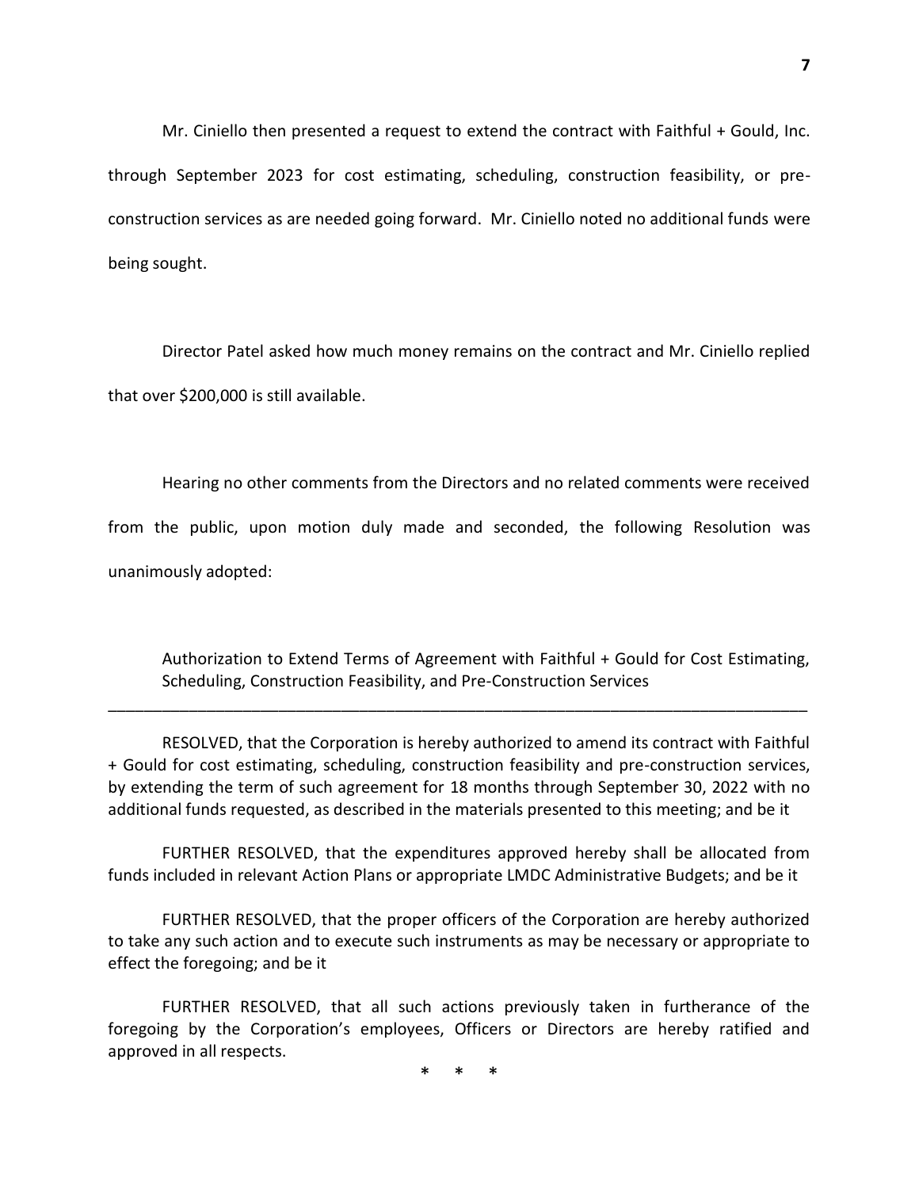Mr. Ciniello then presented a request to extend the contract with Faithful + Gould, Inc. through September 2023 for cost estimating, scheduling, construction feasibility, or pre-construction services as are needed going forward. Mr. Ciniello noted no additional funds were being sought.

Director Patel asked how much money remains on the contract and Mr. Ciniello replied that over $200,000 is still available.

Hearing no other comments from the Directors and no related comments were received from the public, upon motion duly made and seconded, the following Resolution was unanimously adopted:

Authorization to Extend Terms of Agreement with Faithful + Gould for Cost Estimating, Scheduling, Construction Feasibility, and Pre-Construction Services

---

RESOLVED, that the Corporation is hereby authorized to amend its contract with Faithful + Gould for cost estimating, scheduling, construction feasibility and pre-construction services, by extending the term of such agreement for 18 months through September 30, 2022 with no additional funds requested, as described in the materials presented to this meeting; and be it

FURTHER RESOLVED, that the expenditures approved hereby shall be allocated from funds included in relevant Action Plans or appropriate LMDC Administrative Budgets; and be it

FURTHER RESOLVED, that the proper officers of the Corporation are hereby authorized to take any such action and to execute such instruments as may be necessary or appropriate to effect the foregoing; and be it

FURTHER RESOLVED, that all such actions previously taken in furtherance of the foregoing by the Corporation's employees, Officers or Directors are hereby ratified and approved in all respects.

\* \* \*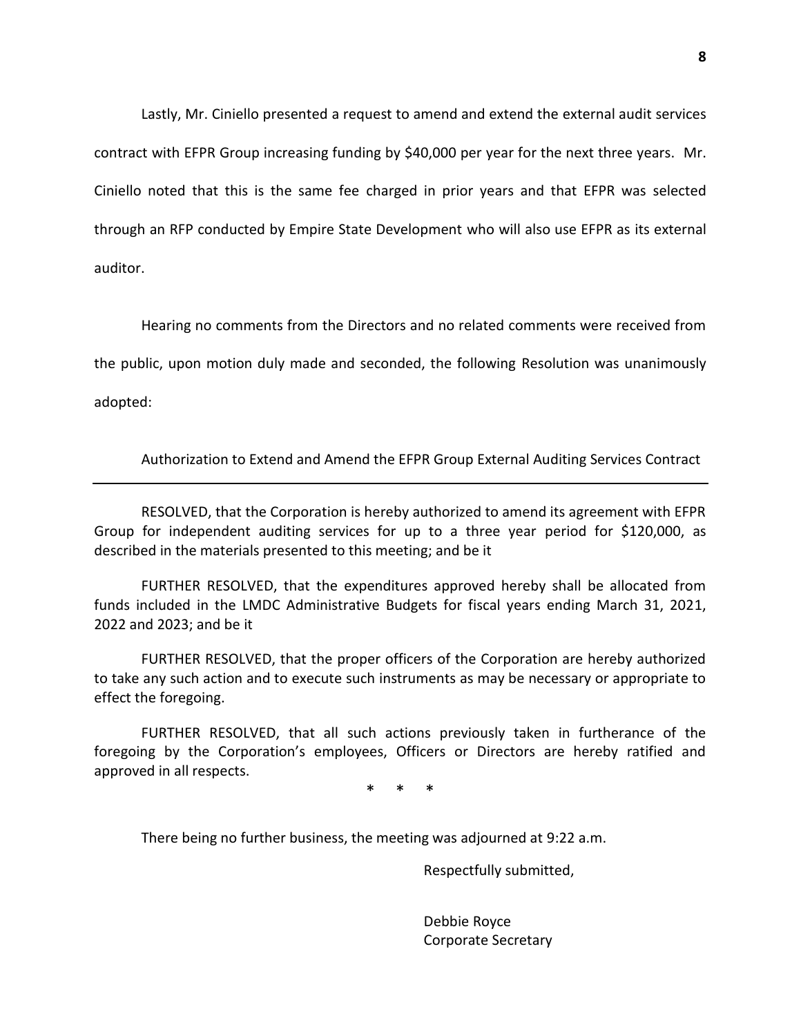Lastly, Mr. Ciniello presented a request to amend and extend the external audit services contract with EFPR Group increasing funding by $40,000 per year for the next three years. Mr. Ciniello noted that this is the same fee charged in prior years and that EFPR was selected through an RFP conducted by Empire State Development who will also use EFPR as its external auditor.

Hearing no comments from the Directors and no related comments were received from the public, upon motion duly made and seconded, the following Resolution was unanimously adopted:

Authorization to Extend and Amend the EFPR Group External Auditing Services Contract

---

RESOLVED, that the Corporation is hereby authorized to amend its agreement with EFPR Group for independent auditing services for up to a three year period for $120,000, as described in the materials presented to this meeting; and be it

FURTHER RESOLVED, that the expenditures approved hereby shall be allocated from funds included in the LMDC Administrative Budgets for fiscal years ending March 31, 2021, 2022 and 2023; and be it

FURTHER RESOLVED, that the proper officers of the Corporation are hereby authorized to take any such action and to execute such instruments as may be necessary or appropriate to effect the foregoing.

FURTHER RESOLVED, that all such actions previously taken in furtherance of the foregoing by the Corporation's employees, Officers or Directors are hereby ratified and approved in all respects.

\* \* \*

There being no further business, the meeting was adjourned at 9:22 a.m.

Respectfully submitted,

Debbie Royce
Corporate Secretary